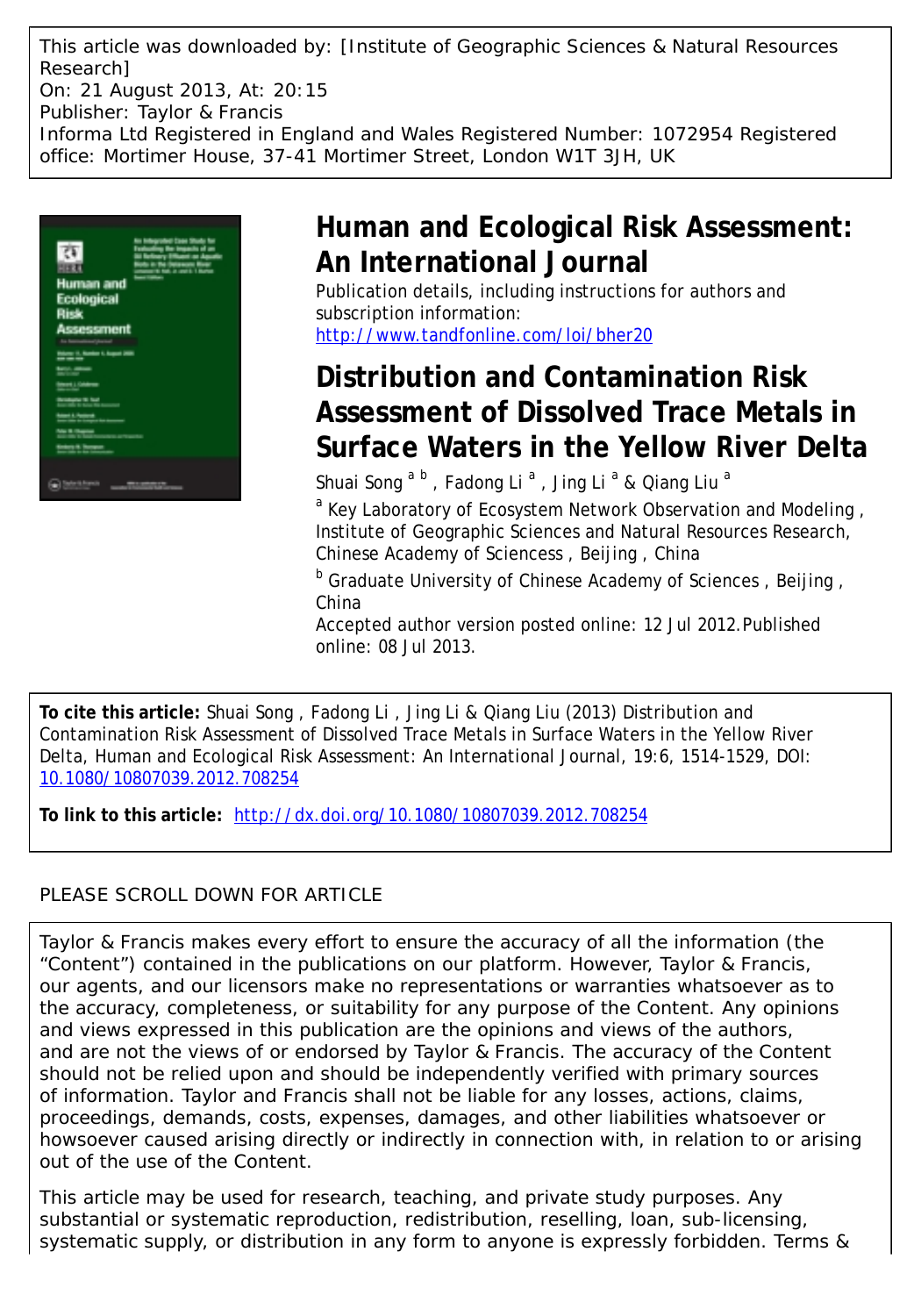This article was downloaded by: [Institute of Geographic Sciences & Natural Resources Research]
On: 21 August 2013, At: 20:15
Publisher: Taylor & Francis
Informa Ltd Registered in England and Wales Registered Number: 1072954 Registered office: Mortimer House, 37-41 Mortimer Street, London W1T 3JH, UK

# Human and Ecological Risk Assessment: An International Journal

Publication details, including instructions for authors and subscription information:
http://www.tandfonline.com/loi/bher20

# Distribution and Contamination Risk Assessment of Dissolved Trace Metals in Surface Waters in the Yellow River Delta

Shuai Song [a] [b] , Fadong Li [a] , Jing Li [a] & Qiang Liu [a]

[a] Key Laboratory of Ecosystem Network Observation and Modeling , Institute of Geographic Sciences and Natural Resources Research, Chinese Academy of Scienсes , Beijing , China

[b] Graduate University of Chinese Academy of Sciences , Beijing , China

Accepted author version posted online: 12 Jul 2012.Published online: 08 Jul 2013.

**To cite this article:** Shuai Song , Fadong Li , Jing Li & Qiang Liu (2013) Distribution and Contamination Risk Assessment of Dissolved Trace Metals in Surface Waters in the Yellow River Delta, Human and Ecological Risk Assessment: An International Journal, 19:6, 1514-1529, DOI: 10.1080/10807039.2012.708254

**To link to this article:** http://dx.doi.org/10.1080/10807039.2012.708254

PLEASE SCROLL DOWN FOR ARTICLE

Taylor & Francis makes every effort to ensure the accuracy of all the information (the "Content") contained in the publications on our platform. However, Taylor & Francis, our agents, and our licensors make no representations or warranties whatsoever as to the accuracy, completeness, or suitability for any purpose of the Content. Any opinions and views expressed in this publication are the opinions and views of the authors, and are not the views of or endorsed by Taylor & Francis. The accuracy of the Content should not be relied upon and should be independently verified with primary sources of information. Taylor and Francis shall not be liable for any losses, actions, claims, proceedings, demands, costs, expenses, damages, and other liabilities whatsoever or howsoever caused arising directly or indirectly in connection with, in relation to or arising out of the use of the Content.

This article may be used for research, teaching, and private study purposes. Any substantial or systematic reproduction, redistribution, reselling, loan, sub-licensing, systematic supply, or distribution in any form to anyone is expressly forbidden. Terms &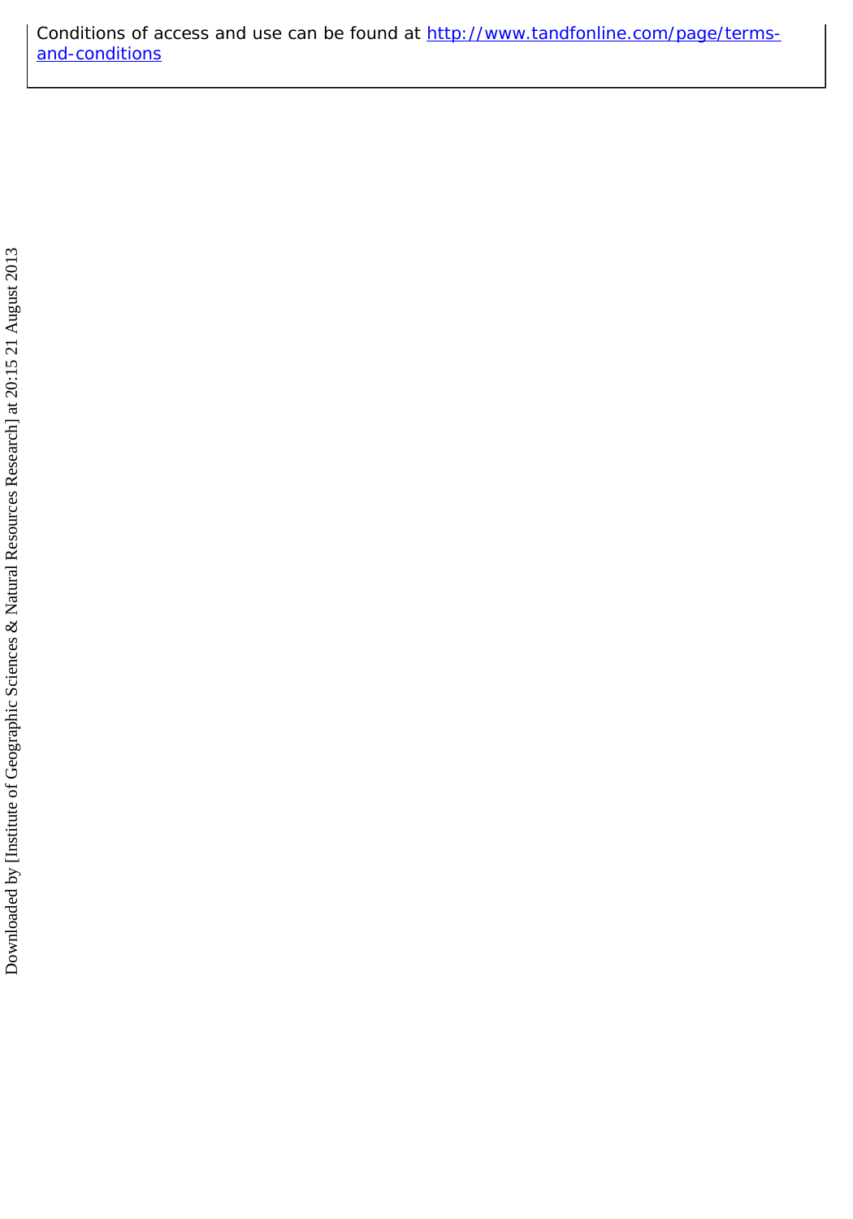Conditions of access and use can be found at http://www.tandfonline.com/page/terms-and-conditions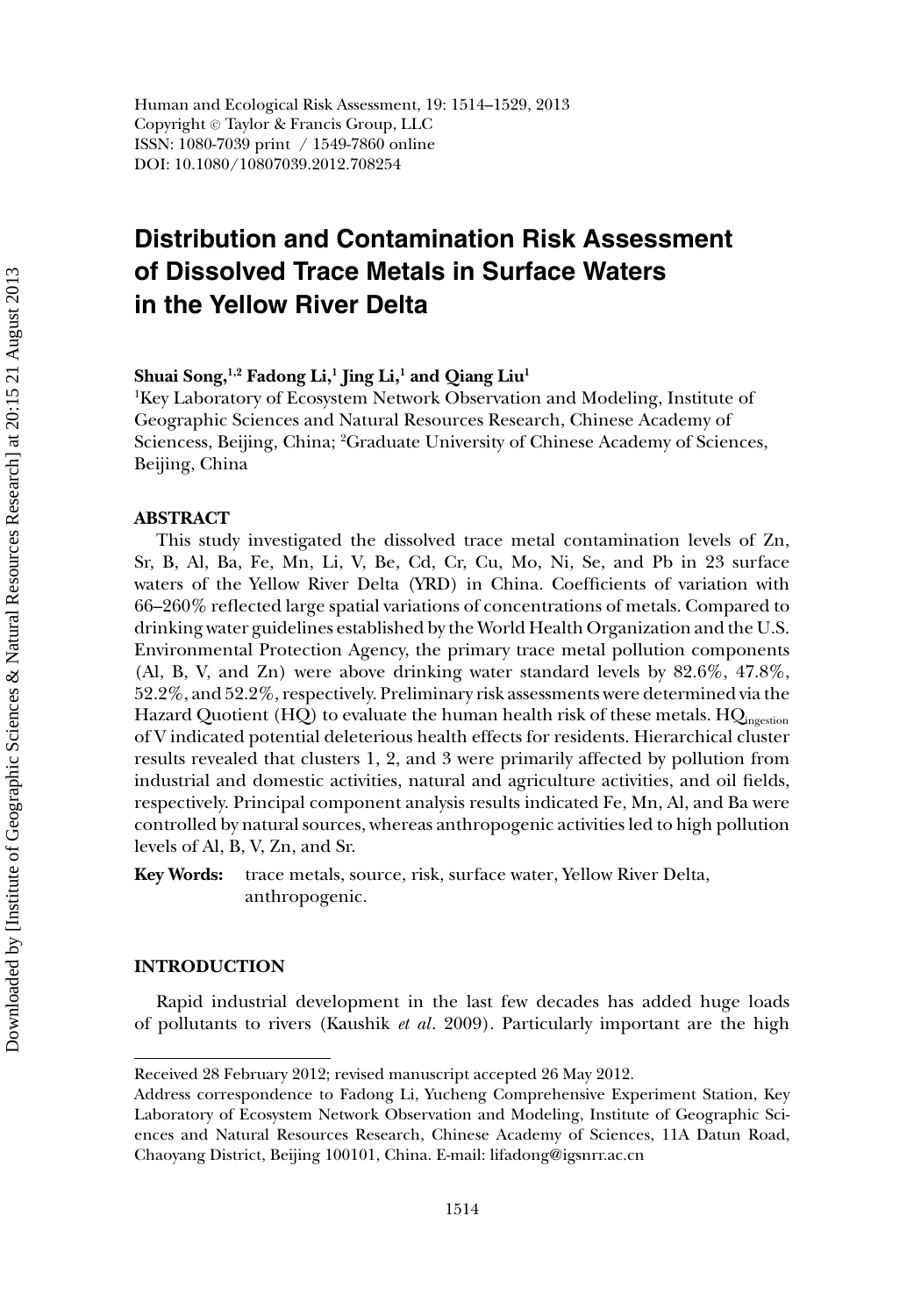# Distribution and Contamination Risk Assessment of Dissolved Trace Metals in Surface Waters in the Yellow River Delta

**Shuai Song,[1,2] Fadong Li,[1] Jing Li,[1] and Qiang Liu[1]**

[1]Key Laboratory of Ecosystem Network Observation and Modeling, Institute of Geographic Sciences and Natural Resources Research, Chinese Academy of Sciencess, Beijing, China; [2]Graduate University of Chinese Academy of Sciences, Beijing, China

**ABSTRACT**

This study investigated the dissolved trace metal contamination levels of Zn, Sr, B, Al, Ba, Fe, Mn, Li, V, Be, Cd, Cr, Cu, Mo, Ni, Se, and Pb in 23 surface waters of the Yellow River Delta (YRD) in China. Coefficients of variation with 66–260% reflected large spatial variations of concentrations of metals. Compared to drinking water guidelines established by the World Health Organization and the U.S. Environmental Protection Agency, the primary trace metal pollution components (Al, B, V, and Zn) were above drinking water standard levels by 82.6%, 47.8%, 52.2%, and 52.2%, respectively. Preliminary risk assessments were determined via the Hazard Quotient (HQ) to evaluate the human health risk of these metals. $HQ_{ingestion}$ of V indicated potential deleterious health effects for residents. Hierarchical cluster results revealed that clusters 1, 2, and 3 were primarily affected by pollution from industrial and domestic activities, natural and agriculture activities, and oil fields, respectively. Principal component analysis results indicated Fe, Mn, Al, and Ba were controlled by natural sources, whereas anthropogenic activities led to high pollution levels of Al, B, V, Zn, and Sr.

**Key Words:** trace metals, source, risk, surface water, Yellow River Delta, anthropogenic.

## INTRODUCTION

Rapid industrial development in the last few decades has added huge loads of pollutants to rivers (Kaushik *et al*. 2009). Particularly important are the high

---

Received 28 February 2012; revised manuscript accepted 26 May 2012.

Address correspondence to Fadong Li, Yucheng Comprehensive Experiment Station, Key Laboratory of Ecosystem Network Observation and Modeling, Institute of Geographic Sciences and Natural Resources Research, Chinese Academy of Sciences, 11A Datun Road, Chaoyang District, Beijing 100101, China. E-mail: lifadong@igsnrr.ac.cn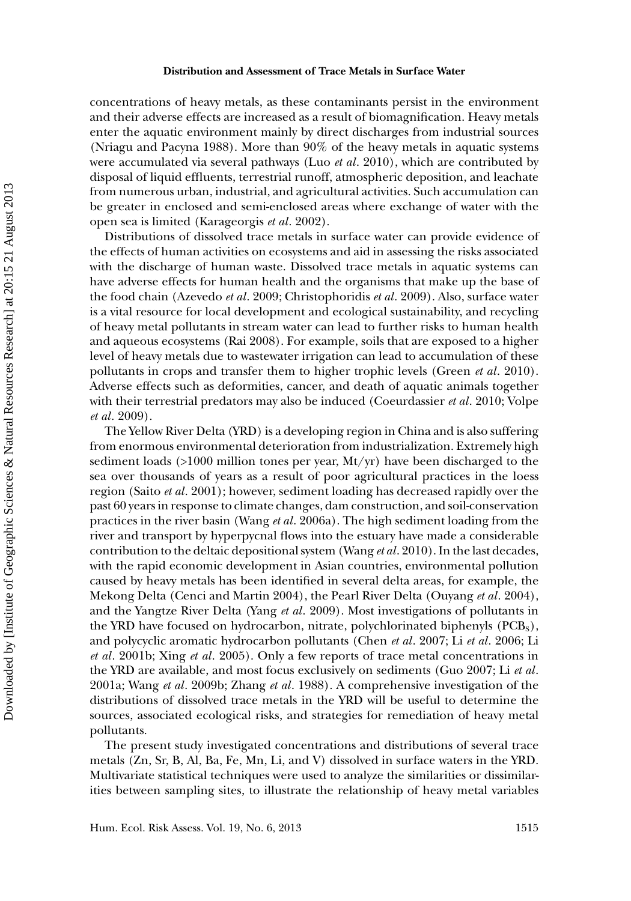concentrations of heavy metals, as these contaminants persist in the environment and their adverse effects are increased as a result of biomagnification. Heavy metals enter the aquatic environment mainly by direct discharges from industrial sources (Nriagu and Pacyna 1988). More than 90% of the heavy metals in aquatic systems were accumulated via several pathways (Luo *et al*. 2010), which are contributed by disposal of liquid effluents, terrestrial runoff, atmospheric deposition, and leachate from numerous urban, industrial, and agricultural activities. Such accumulation can be greater in enclosed and semi-enclosed areas where exchange of water with the open sea is limited (Karageorgis *et al*. 2002).

Distributions of dissolved trace metals in surface water can provide evidence of the effects of human activities on ecosystems and aid in assessing the risks associated with the discharge of human waste. Dissolved trace metals in aquatic systems can have adverse effects for human health and the organisms that make up the base of the food chain (Azevedo *et al*. 2009; Christophoridis *et al*. 2009). Also, surface water is a vital resource for local development and ecological sustainability, and recycling of heavy metal pollutants in stream water can lead to further risks to human health and aqueous ecosystems (Rai 2008). For example, soils that are exposed to a higher level of heavy metals due to wastewater irrigation can lead to accumulation of these pollutants in crops and transfer them to higher trophic levels (Green *et al*. 2010). Adverse effects such as deformities, cancer, and death of aquatic animals together with their terrestrial predators may also be induced (Coeurdassier *et al*. 2010; Volpe *et al*. 2009).

The Yellow River Delta (YRD) is a developing region in China and is also suffering from enormous environmental deterioration from industrialization. Extremely high sediment loads (>1000 million tones per year, Mt/yr) have been discharged to the sea over thousands of years as a result of poor agricultural practices in the loess region (Saito *et al*. 2001); however, sediment loading has decreased rapidly over the past 60 years in response to climate changes, dam construction, and soil-conservation practices in the river basin (Wang *et al*. 2006a). The high sediment loading from the river and transport by hyperpycnal flows into the estuary have made a considerable contribution to the deltaic depositional system (Wang *et al*. 2010). In the last decades, with the rapid economic development in Asian countries, environmental pollution caused by heavy metals has been identified in several delta areas, for example, the Mekong Delta (Cenci and Martin 2004), the Pearl River Delta (Ouyang *et al*. 2004), and the Yangtze River Delta (Yang *et al*. 2009). Most investigations of pollutants in the YRD have focused on hydrocarbon, nitrate, polychlorinated biphenyls ($PCB_S$), and polycyclic aromatic hydrocarbon pollutants (Chen *et al*. 2007; Li *et al*. 2006; Li *et al*. 2001b; Xing *et al*. 2005). Only a few reports of trace metal concentrations in the YRD are available, and most focus exclusively on sediments (Guo 2007; Li *et al*. 2001a; Wang *et al*. 2009b; Zhang *et al*. 1988). A comprehensive investigation of the distributions of dissolved trace metals in the YRD will be useful to determine the sources, associated ecological risks, and strategies for remediation of heavy metal pollutants.

The present study investigated concentrations and distributions of several trace metals (Zn, Sr, B, Al, Ba, Fe, Mn, Li, and V) dissolved in surface waters in the YRD. Multivariate statistical techniques were used to analyze the similarities or dissimilarities between sampling sites, to illustrate the relationship of heavy metal variables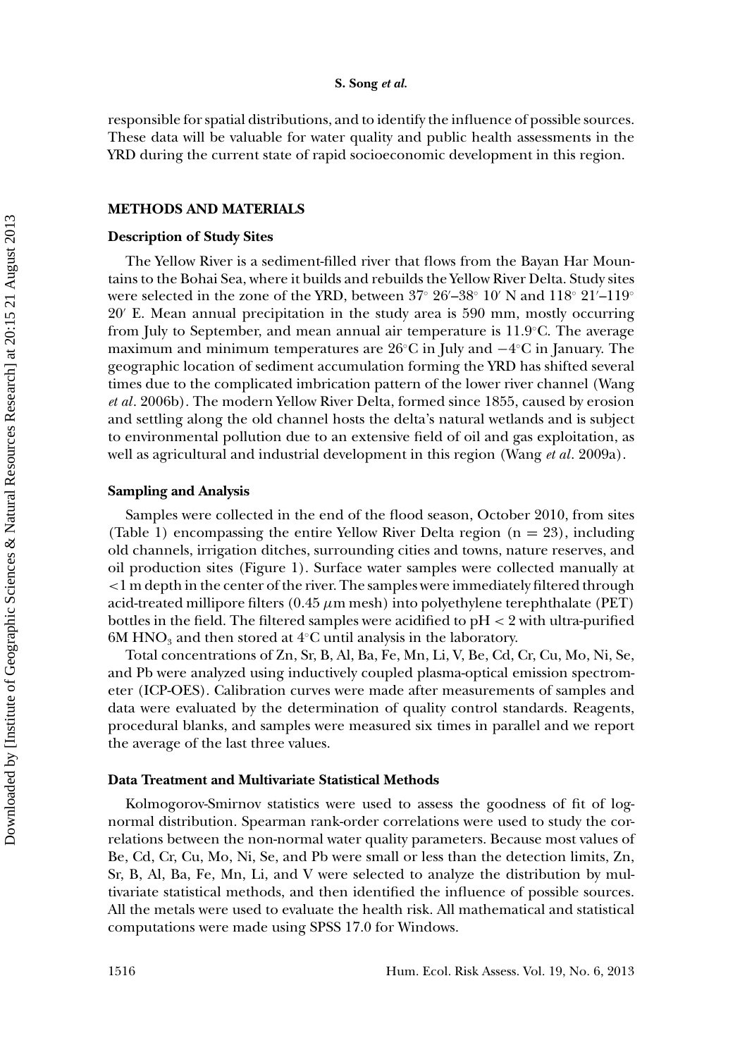responsible for spatial distributions, and to identify the influence of possible sources. These data will be valuable for water quality and public health assessments in the YRD during the current state of rapid socioeconomic development in this region.

## METHODS AND MATERIALS

### Description of Study Sites

The Yellow River is a sediment-filled river that flows from the Bayan Har Mountains to the Bohai Sea, where it builds and rebuilds the Yellow River Delta. Study sites were selected in the zone of the YRD, between 37° 26′–38° 10′ N and 118° 21′–119° 20′ E. Mean annual precipitation in the study area is 590 mm, mostly occurring from July to September, and mean annual air temperature is 11.9°C. The average maximum and minimum temperatures are 26°C in July and −4°C in January. The geographic location of sediment accumulation forming the YRD has shifted several times due to the complicated imbrication pattern of the lower river channel (Wang *et al*. 2006b). The modern Yellow River Delta, formed since 1855, caused by erosion and settling along the old channel hosts the delta's natural wetlands and is subject to environmental pollution due to an extensive field of oil and gas exploitation, as well as agricultural and industrial development in this region (Wang *et al*. 2009a).

### Sampling and Analysis

Samples were collected in the end of the flood season, October 2010, from sites (Table 1) encompassing the entire Yellow River Delta region (n = 23), including old channels, irrigation ditches, surrounding cities and towns, nature reserves, and oil production sites (Figure 1). Surface water samples were collected manually at <1 m depth in the center of the river. The samples were immediately filtered through acid-treated millipore filters (0.45 $\mu$m mesh) into polyethylene terephthalate (PET) bottles in the field. The filtered samples were acidified to pH < 2 with ultra-purified 6M $HNO_3$ and then stored at 4°C until analysis in the laboratory.

Total concentrations of Zn, Sr, B, Al, Ba, Fe, Mn, Li, V, Be, Cd, Cr, Cu, Mo, Ni, Se, and Pb were analyzed using inductively coupled plasma-optical emission spectrometer (ICP-OES). Calibration curves were made after measurements of samples and data were evaluated by the determination of quality control standards. Reagents, procedural blanks, and samples were measured six times in parallel and we report the average of the last three values.

### Data Treatment and Multivariate Statistical Methods

Kolmogorov-Smirnov statistics were used to assess the goodness of fit of log-normal distribution. Spearman rank-order correlations were used to study the correlations between the non-normal water quality parameters. Because most values of Be, Cd, Cr, Cu, Mo, Ni, Se, and Pb were small or less than the detection limits, Zn, Sr, B, Al, Ba, Fe, Mn, Li, and V were selected to analyze the distribution by multivariate statistical methods, and then identified the influence of possible sources. All the metals were used to evaluate the health risk. All mathematical and statistical computations were made using SPSS 17.0 for Windows.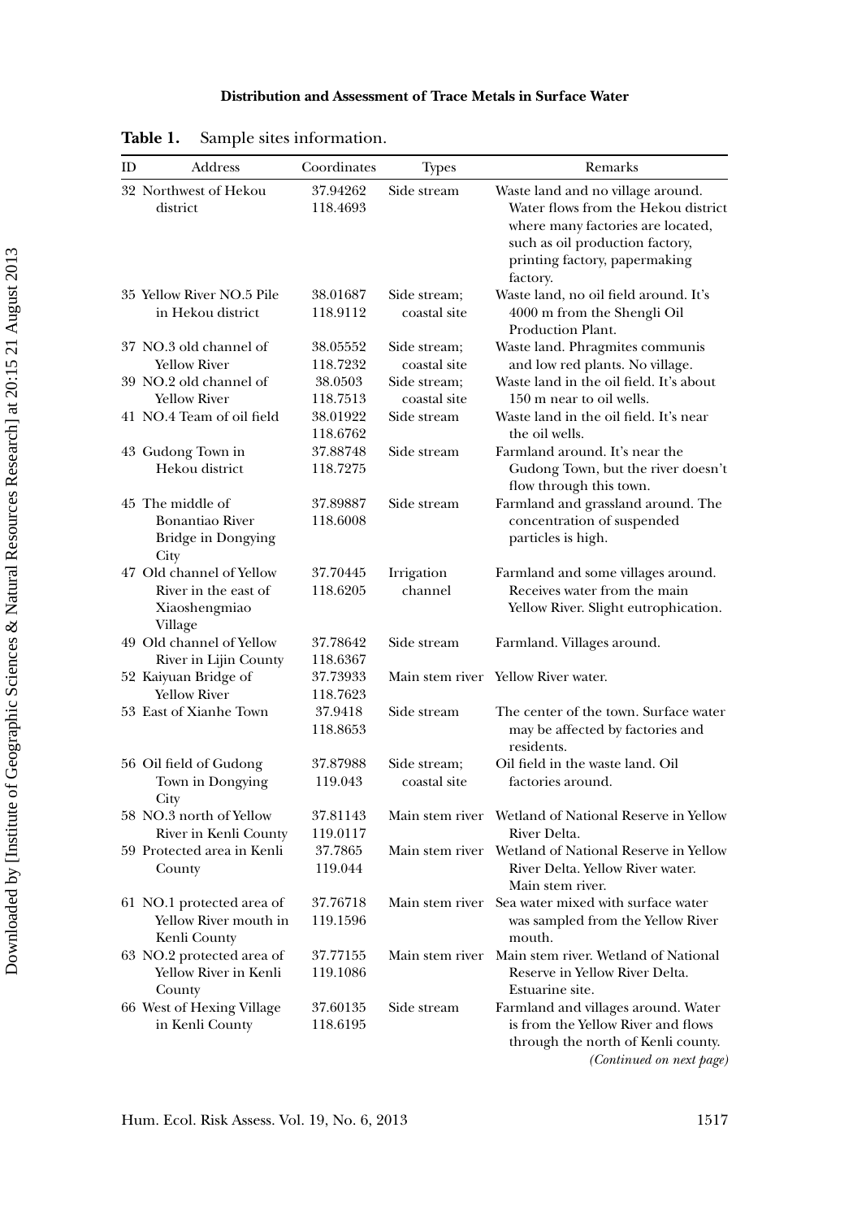**Table 1.** Sample sites information.

| ID | Address | Coordinates | Types | Remarks |
|---|---|---|---|---|
| 32 | Northwest of Hekou district | 37.94262 118.4693 | Side stream | Waste land and no village around. Water flows from the Hekou district where many factories are located, such as oil production factory, printing factory, papermaking factory. |
| 35 | Yellow River NO.5 Pile in Hekou district | 38.01687 118.9112 | Side stream; coastal site | Waste land, no oil field around. It's 4000 m from the Shengli Oil Production Plant. |
| 37 | NO.3 old channel of Yellow River | 38.05552 118.7232 | Side stream; coastal site | Waste land. Phragmites communis and low red plants. No village. |
| 39 | NO.2 old channel of Yellow River | 38.0503 118.7513 | Side stream; coastal site | Waste land in the oil field. It's about 150 m near to oil wells. |
| 41 | NO.4 Team of oil field | 38.01922 118.6762 | Side stream | Waste land in the oil field. It's near the oil wells. |
| 43 | Gudong Town in Hekou district | 37.88748 118.7275 | Side stream | Farmland around. It's near the Gudong Town, but the river doesn't flow through this town. |
| 45 | The middle of Bonantiao River Bridge in Dongying City | 37.89887 118.6008 | Side stream | Farmland and grassland around. The concentration of suspended particles is high. |
| 47 | Old channel of Yellow River in the east of Xiaoshengmiao Village | 37.70445 118.6205 | Irrigation channel | Farmland and some villages around. Receives water from the main Yellow River. Slight eutrophication. |
| 49 | Old channel of Yellow River in Lijin County | 37.78642 118.6367 | Side stream | Farmland. Villages around. |
| 52 | Kaiyuan Bridge of Yellow River | 37.73933 118.7623 | Main stem river | Yellow River water. |
| 53 | East of Xianhe Town | 37.9418 118.8653 | Side stream | The center of the town. Surface water may be affected by factories and residents. |
| 56 | Oil field of Gudong Town in Dongying City | 37.87988 119.043 | Side stream; coastal site | Oil field in the waste land. Oil factories around. |
| 58 | NO.3 north of Yellow River in Kenli County | 37.81143 119.0117 | Main stem river | Wetland of National Reserve in Yellow River Delta. |
| 59 | Protected area in Kenli County | 37.7865 119.044 | Main stem river | Wetland of National Reserve in Yellow River Delta. Yellow River water. Main stem river. |
| 61 | NO.1 protected area of Yellow River mouth in Kenli County | 37.76718 119.1596 | Main stem river | Sea water mixed with surface water was sampled from the Yellow River mouth. |
| 63 | NO.2 protected area of Yellow River in Kenli County | 37.77155 119.1086 | Main stem river | Main stem river. Wetland of National Reserve in Yellow River Delta. Estuarine site. |
| 66 | West of Hexing Village in Kenli County | 37.60135 118.6195 | Side stream | Farmland and villages around. Water is from the Yellow River and flows through the north of Kenli county. |

*(Continued on next page)*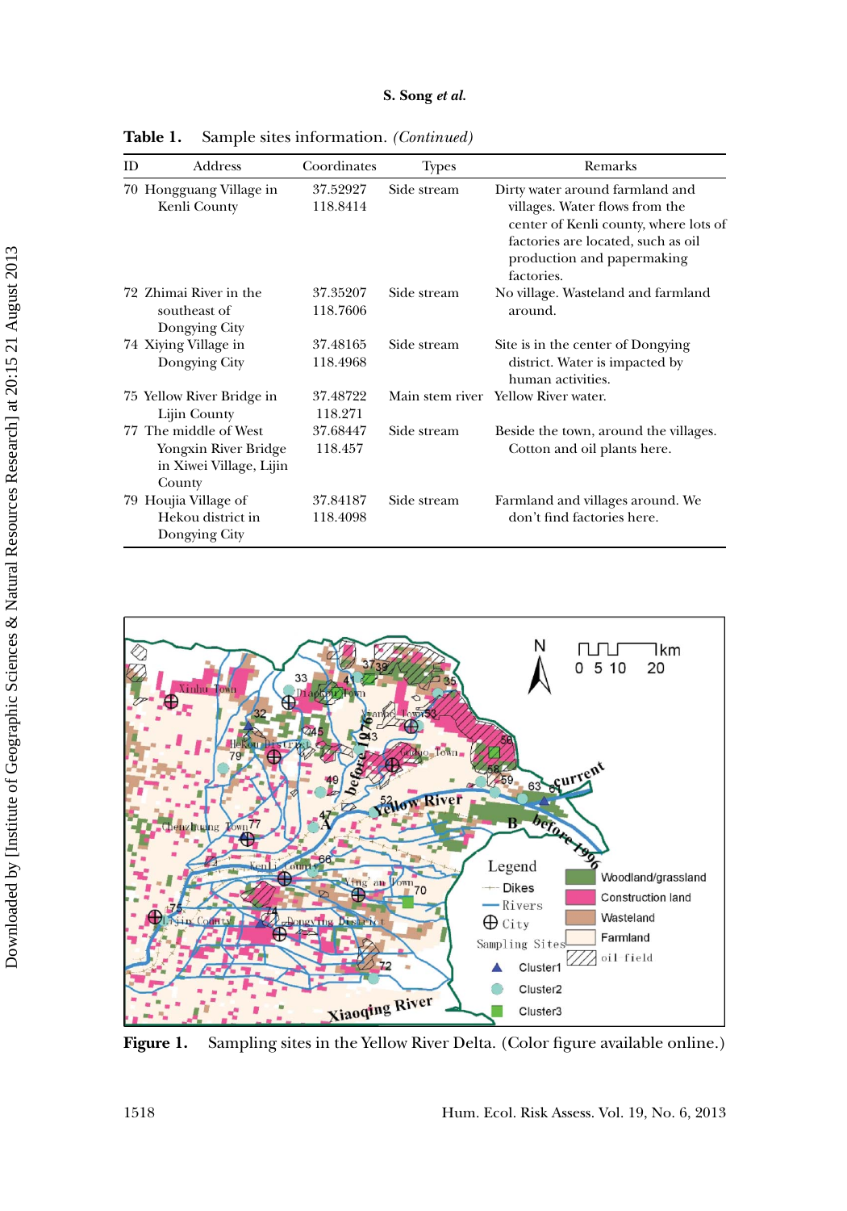**Table 1.** Sample sites information. *(Continued)*

| ID | Address | Coordinates | Types | Remarks |
|---|---|---|---|---|
| 70 | Hongguang Village in Kenli County | 37.52927 118.8414 | Side stream | Dirty water around farmland and villages. Water flows from the center of Kenli county, where lots of factories are located, such as oil production and papermaking factories. |
| 72 | Zhimai River in the southeast of Dongying City | 37.35207 118.7606 | Side stream | No village. Wasteland and farmland around. |
| 74 | Xiying Village in Dongying City | 37.48165 118.4968 | Side stream | Site is in the center of Dongying district. Water is impacted by human activities. |
| 75 | Yellow River Bridge in Lijin County | 37.48722 118.271 | Main stem river | Yellow River water. |
| 77 | The middle of West Yongxin River Bridge in Xiwei Village, Lijin County | 37.68447 118.457 | Side stream | Beside the town, around the villages. Cotton and oil plants here. |
| 79 | Houjia Village of Hekou district in Dongying City | 37.84187 118.4098 | Side stream | Farmland and villages around. We don't find factories here. |

**Figure 1.** Sampling sites in the Yellow River Delta. (Color figure available online.)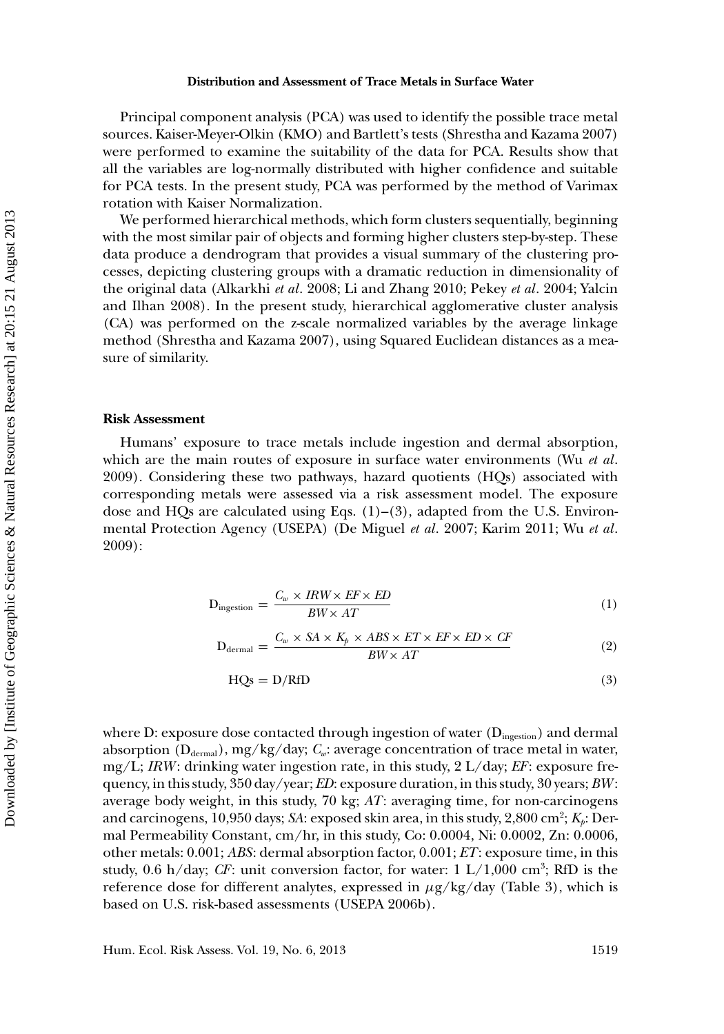Principal component analysis (PCA) was used to identify the possible trace metal sources. Kaiser-Meyer-Olkin (KMO) and Bartlett's tests (Shrestha and Kazama 2007) were performed to examine the suitability of the data for PCA. Results show that all the variables are log-normally distributed with higher confidence and suitable for PCA tests. In the present study, PCA was performed by the method of Varimax rotation with Kaiser Normalization.

We performed hierarchical methods, which form clusters sequentially, beginning with the most similar pair of objects and forming higher clusters step-by-step. These data produce a dendrogram that provides a visual summary of the clustering processes, depicting clustering groups with a dramatic reduction in dimensionality of the original data (Alkarkhi *et al*. 2008; Li and Zhang 2010; Pekey *et al*. 2004; Yalcin and Ilhan 2008). In the present study, hierarchical agglomerative cluster analysis (CA) was performed on the z-scale normalized variables by the average linkage method (Shrestha and Kazama 2007), using Squared Euclidean distances as a measure of similarity.

## Risk Assessment

Humans' exposure to trace metals include ingestion and dermal absorption, which are the main routes of exposure in surface water environments (Wu *et al*. 2009). Considering these two pathways, hazard quotients (HQs) associated with corresponding metals were assessed via a risk assessment model. The exposure dose and HQs are calculated using Eqs. (1)–(3), adapted from the U.S. Environmental Protection Agency (USEPA) (De Miguel *et al*. 2007; Karim 2011; Wu *et al*. 2009):

$$D_{ingestion} = \frac{C_w \times IRW \times EF \times ED}{BW \times AT} \tag{1}$$

$$D_{dermal} = \frac{C_w \times SA \times K_p \times ABS \times ET \times EF \times ED \times CF}{BW \times AT} \tag{2}$$

$$HQs = D/RfD \tag{3}$$

where D: exposure dose contacted through ingestion of water ($D_{ingestion}$) and dermal absorption ($D_{dermal}$), mg/kg/day; $C_w$: average concentration of trace metal in water, mg/L; *IRW*: drinking water ingestion rate, in this study, 2 L/day; *EF*: exposure frequency, in this study, 350 day/year; *ED*: exposure duration, in this study, 30 years; *BW*: average body weight, in this study, 70 kg; *AT*: averaging time, for non-carcinogens and carcinogens, 10,950 days; *SA*: exposed skin area, in this study, 2,800 cm$^2$; $K_p$: Dermal Permeability Constant, cm/hr, in this study, Co: 0.0004, Ni: 0.0002, Zn: 0.0006, other metals: 0.001; *ABS*: dermal absorption factor, 0.001; *ET*: exposure time, in this study, 0.6 h/day; *CF*: unit conversion factor, for water: 1 L/1,000 cm$^3$; RfD is the reference dose for different analytes, expressed in $\mu$g/kg/day (Table 3), which is based on U.S. risk-based assessments (USEPA 2006b).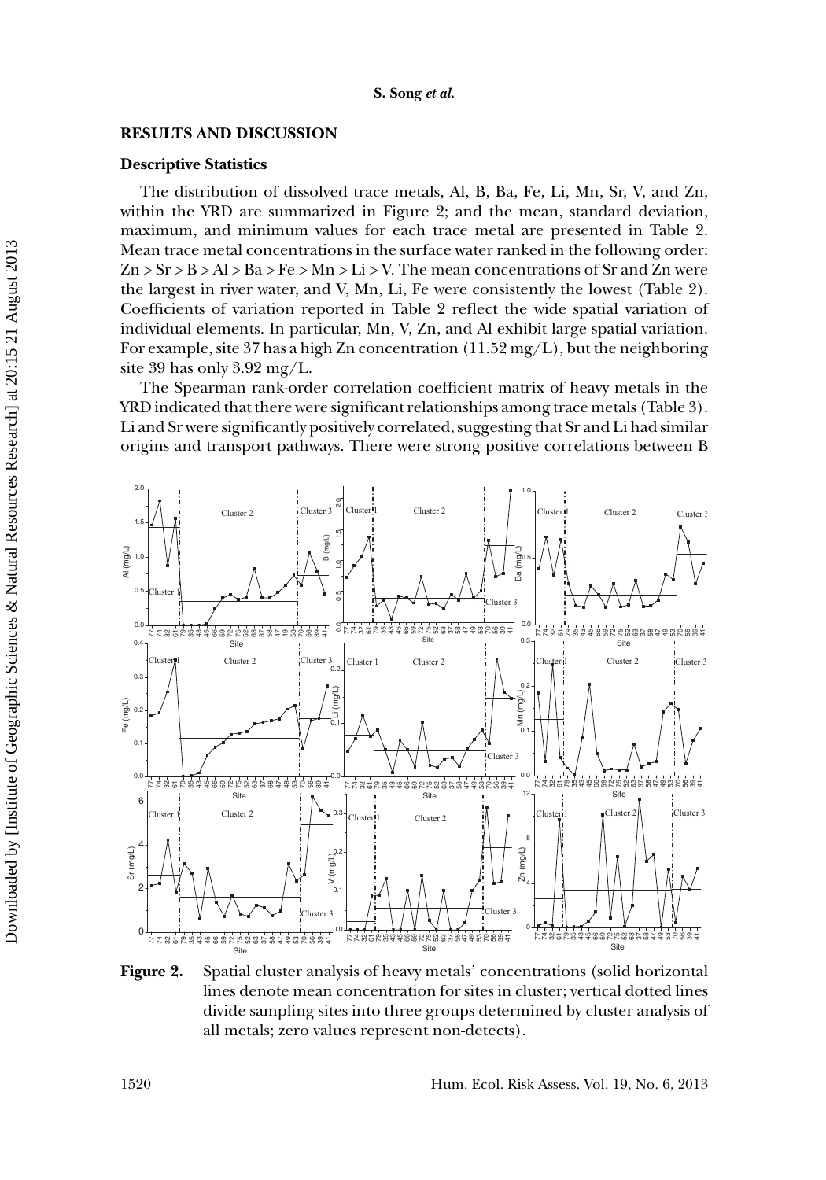## RESULTS AND DISCUSSION

### Descriptive Statistics

The distribution of dissolved trace metals, Al, B, Ba, Fe, Li, Mn, Sr, V, and Zn, within the YRD are summarized in Figure 2; and the mean, standard deviation, maximum, and minimum values for each trace metal are presented in Table 2. Mean trace metal concentrations in the surface water ranked in the following order: Zn > Sr > B > Al > Ba > Fe > Mn > Li > V. The mean concentrations of Sr and Zn were the largest in river water, and V, Mn, Li, Fe were consistently the lowest (Table 2). Coefficients of variation reported in Table 2 reflect the wide spatial variation of individual elements. In particular, Mn, V, Zn, and Al exhibit large spatial variation. For example, site 37 has a high Zn concentration (11.52 mg/L), but the neighboring site 39 has only 3.92 mg/L.

The Spearman rank-order correlation coefficient matrix of heavy metals in the YRD indicated that there were significant relationships among trace metals (Table 3). Li and Sr were significantly positively correlated, suggesting that Sr and Li had similar origins and transport pathways. There were strong positive correlations between B

**Figure 2.** Spatial cluster analysis of heavy metals' concentrations (solid horizontal lines denote mean concentration for sites in cluster; vertical dotted lines divide sampling sites into three groups determined by cluster analysis of all metals; zero values represent non-detects).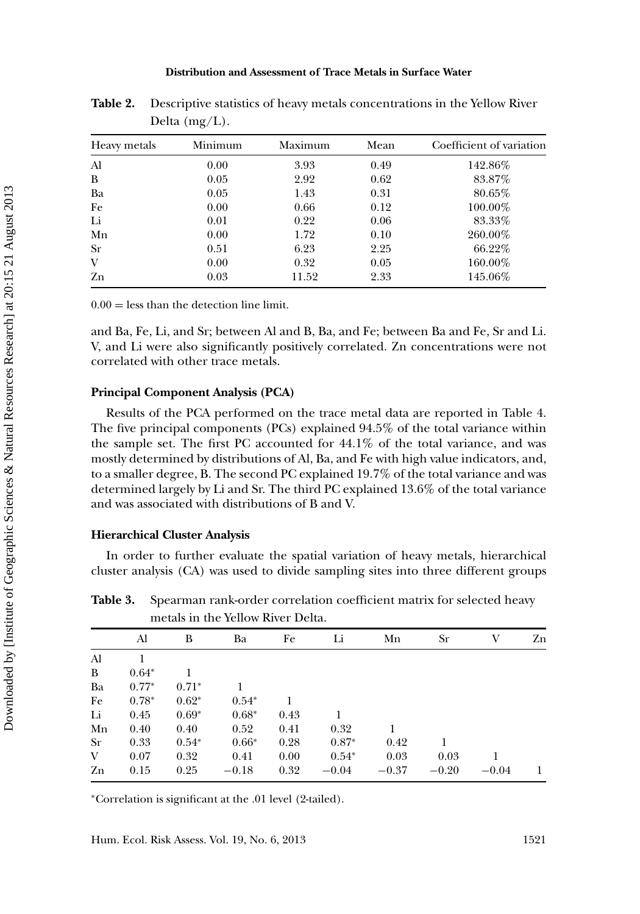**Table 2.** Descriptive statistics of heavy metals concentrations in the Yellow River Delta (mg/L).

| Heavy metals | Minimum | Maximum | Mean | Coefficient of variation |
|---|---|---|---|---|
| Al | 0.00 | 3.93 | 0.49 | 142.86% |
| B | 0.05 | 2.92 | 0.62 | 83.87% |
| Ba | 0.05 | 1.43 | 0.31 | 80.65% |
| Fe | 0.00 | 0.66 | 0.12 | 100.00% |
| Li | 0.01 | 0.22 | 0.06 | 83.33% |
| Mn | 0.00 | 1.72 | 0.10 | 260.00% |
| Sr | 0.51 | 6.23 | 2.25 | 66.22% |
| V | 0.00 | 0.32 | 0.05 | 160.00% |
| Zn | 0.03 | 11.52 | 2.33 | 145.06% |

0.00 = less than the detection line limit.

and Ba, Fe, Li, and Sr; between Al and B, Ba, and Fe; between Ba and Fe, Sr and Li. V, and Li were also significantly positively correlated. Zn concentrations were not correlated with other trace metals.

### Principal Component Analysis (PCA)

Results of the PCA performed on the trace metal data are reported in Table 4. The five principal components (PCs) explained 94.5% of the total variance within the sample set. The first PC accounted for 44.1% of the total variance, and was mostly determined by distributions of Al, Ba, and Fe with high value indicators, and, to a smaller degree, B. The second PC explained 19.7% of the total variance and was determined largely by Li and Sr. The third PC explained 13.6% of the total variance and was associated with distributions of B and V.

### Hierarchical Cluster Analysis

In order to further evaluate the spatial variation of heavy metals, hierarchical cluster analysis (CA) was used to divide sampling sites into three different groups

**Table 3.** Spearman rank-order correlation coefficient matrix for selected heavy metals in the Yellow River Delta.

| | Al | B | Ba | Fe | Li | Mn | Sr | V | Zn |
|---|---|---|---|---|---|---|---|---|---|
| Al | 1 | | | | | | | | |
| B | 0.64* | 1 | | | | | | | |
| Ba | 0.77* | 0.71* | 1 | | | | | | |
| Fe | 0.78* | 0.62* | 0.54* | 1 | | | | | |
| Li | 0.45 | 0.69* | 0.68* | 0.43 | 1 | | | | |
| Mn | 0.40 | 0.40 | 0.52 | 0.41 | 0.32 | 1 | | | |
| Sr | 0.33 | 0.54* | 0.66* | 0.28 | 0.87* | 0.42 | 1 | | |
| V | 0.07 | 0.32 | 0.41 | 0.00 | 0.54* | 0.03 | 0.03 | 1 | |
| Zn | 0.15 | 0.25 | −0.18 | 0.32 | −0.04 | −0.37 | −0.20 | −0.04 | 1 |

*Correlation is significant at the .01 level (2-tailed).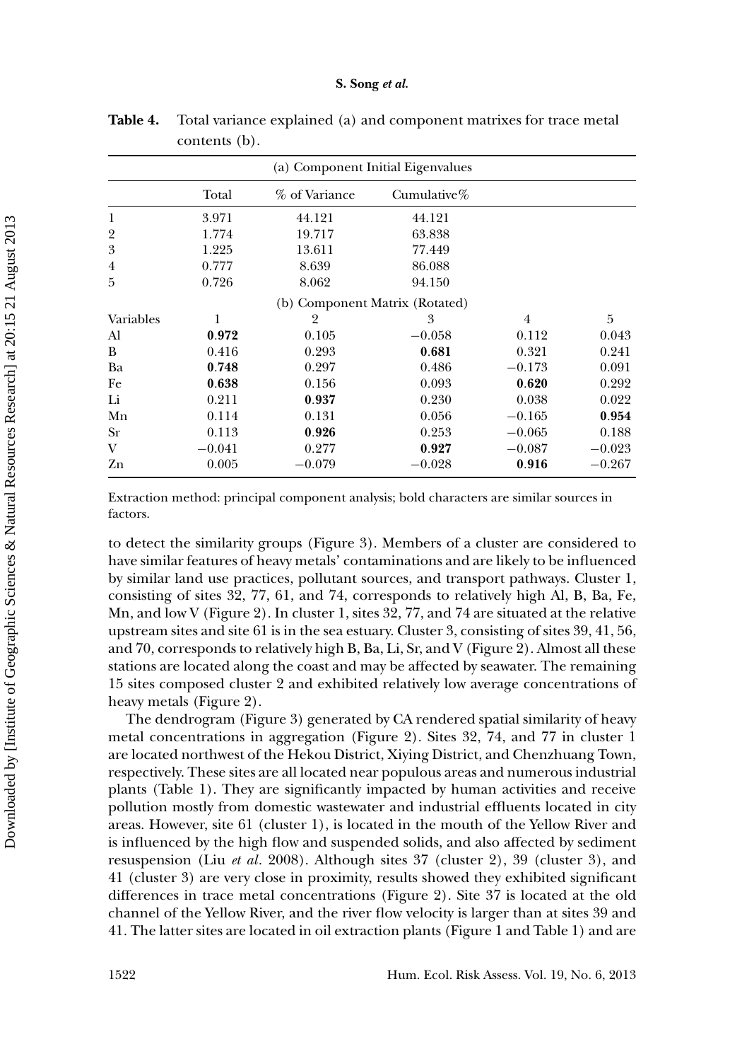**Table 4.** Total variance explained (a) and component matrixes for trace metal contents (b).

| (a) Component Initial Eigenvalues | | | | | |
|---|---|---|---|---|---|
| | Total | % of Variance | Cumulative% | | |
| 1 | 3.971 | 44.121 | 44.121 | | |
| 2 | 1.774 | 19.717 | 63.838 | | |
| 3 | 1.225 | 13.611 | 77.449 | | |
| 4 | 0.777 | 8.639 | 86.088 | | |
| 5 | 0.726 | 8.062 | 94.150 | | |
| (b) Component Matrix (Rotated) | | | | | |
| Variables | 1 | 2 | 3 | 4 | 5 |
| Al | **0.972** | 0.105 | −0.058 | 0.112 | 0.043 |
| B | 0.416 | 0.293 | **0.681** | 0.321 | 0.241 |
| Ba | **0.748** | 0.297 | 0.486 | −0.173 | 0.091 |
| Fe | **0.638** | 0.156 | 0.093 | **0.620** | 0.292 |
| Li | 0.211 | **0.937** | 0.230 | 0.038 | 0.022 |
| Mn | 0.114 | 0.131 | 0.056 | −0.165 | **0.954** |
| Sr | 0.113 | **0.926** | 0.253 | −0.065 | 0.188 |
| V | −0.041 | 0.277 | **0.927** | −0.087 | −0.023 |
| Zn | 0.005 | −0.079 | −0.028 | **0.916** | −0.267 |

Extraction method: principal component analysis; bold characters are similar sources in factors.

to detect the similarity groups (Figure 3). Members of a cluster are considered to have similar features of heavy metals' contaminations and are likely to be influenced by similar land use practices, pollutant sources, and transport pathways. Cluster 1, consisting of sites 32, 77, 61, and 74, corresponds to relatively high Al, B, Ba, Fe, Mn, and low V (Figure 2). In cluster 1, sites 32, 77, and 74 are situated at the relative upstream sites and site 61 is in the sea estuary. Cluster 3, consisting of sites 39, 41, 56, and 70, corresponds to relatively high B, Ba, Li, Sr, and V (Figure 2). Almost all these stations are located along the coast and may be affected by seawater. The remaining 15 sites composed cluster 2 and exhibited relatively low average concentrations of heavy metals (Figure 2).

The dendrogram (Figure 3) generated by CA rendered spatial similarity of heavy metal concentrations in aggregation (Figure 2). Sites 32, 74, and 77 in cluster 1 are located northwest of the Hekou District, Xiying District, and Chenzhuang Town, respectively. These sites are all located near populous areas and numerous industrial plants (Table 1). They are significantly impacted by human activities and receive pollution mostly from domestic wastewater and industrial effluents located in city areas. However, site 61 (cluster 1), is located in the mouth of the Yellow River and is influenced by the high flow and suspended solids, and also affected by sediment resuspension (Liu *et al*. 2008). Although sites 37 (cluster 2), 39 (cluster 3), and 41 (cluster 3) are very close in proximity, results showed they exhibited significant differences in trace metal concentrations (Figure 2). Site 37 is located at the old channel of the Yellow River, and the river flow velocity is larger than at sites 39 and 41. The latter sites are located in oil extraction plants (Figure 1 and Table 1) and are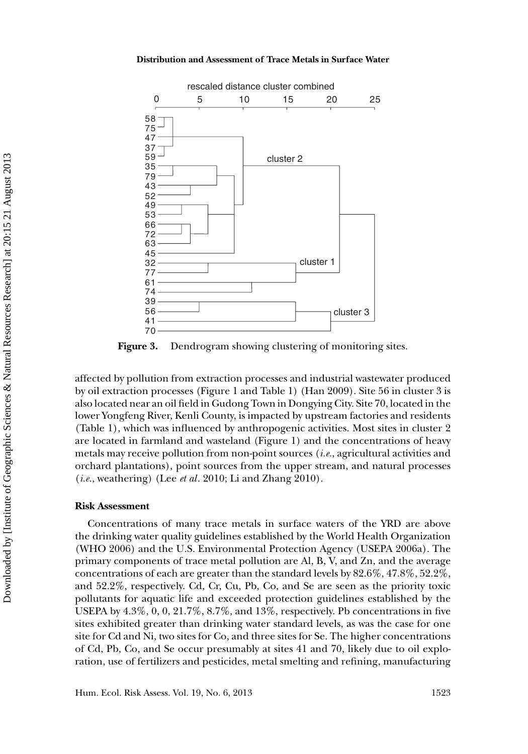**Figure 3.** Dendrogram showing clustering of monitoring sites.

affected by pollution from extraction processes and industrial wastewater produced by oil extraction processes (Figure 1 and Table 1) (Han 2009). Site 56 in cluster 3 is also located near an oil field in Gudong Town in Dongying City. Site 70, located in the lower Yongfeng River, Kenli County, is impacted by upstream factories and residents (Table 1), which was influenced by anthropogenic activities. Most sites in cluster 2 are located in farmland and wasteland (Figure 1) and the concentrations of heavy metals may receive pollution from non-point sources (*i.e.*, agricultural activities and orchard plantations), point sources from the upper stream, and natural processes (*i.e.*, weathering) (Lee *et al*. 2010; Li and Zhang 2010).

## Risk Assessment

Concentrations of many trace metals in surface waters of the YRD are above the drinking water quality guidelines established by the World Health Organization (WHO 2006) and the U.S. Environmental Protection Agency (USEPA 2006a). The primary components of trace metal pollution are Al, B, V, and Zn, and the average concentrations of each are greater than the standard levels by 82.6%, 47.8%, 52.2%, and 52.2%, respectively. Cd, Cr, Cu, Pb, Co, and Se are seen as the priority toxic pollutants for aquatic life and exceeded protection guidelines established by the USEPA by 4.3%, 0, 0, 21.7%, 8.7%, and 13%, respectively. Pb concentrations in five sites exhibited greater than drinking water standard levels, as was the case for one site for Cd and Ni, two sites for Co, and three sites for Se. The higher concentrations of Cd, Pb, Co, and Se occur presumably at sites 41 and 70, likely due to oil exploration, use of fertilizers and pesticides, metal smelting and refining, manufacturing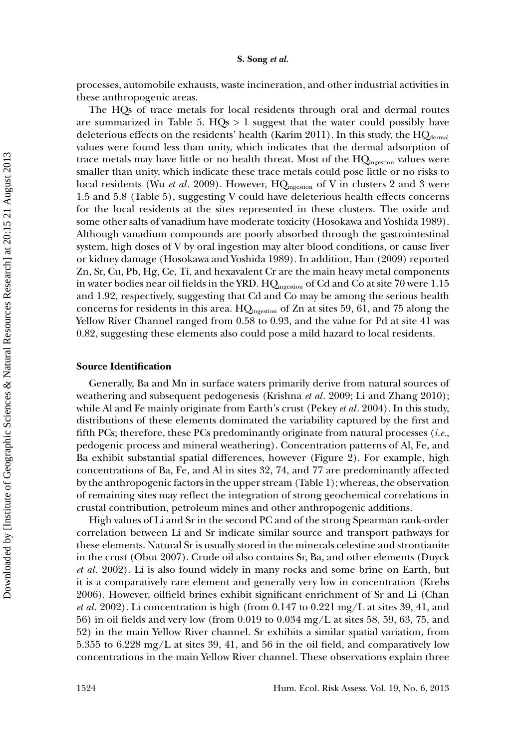processes, automobile exhausts, waste incineration, and other industrial activities in these anthropogenic areas.

The HQs of trace metals for local residents through oral and dermal routes are summarized in Table 5. HQs > 1 suggest that the water could possibly have deleterious effects on the residents' health (Karim 2011). In this study, the $HQ_{dermal}$ values were found less than unity, which indicates that the dermal adsorption of trace metals may have little or no health threat. Most of the $HQ_{ingestion}$ values were smaller than unity, which indicate these trace metals could pose little or no risks to local residents (Wu *et al*. 2009). However, $HQ_{ingestion}$ of V in clusters 2 and 3 were 1.5 and 5.8 (Table 5), suggesting V could have deleterious health effects concerns for the local residents at the sites represented in these clusters. The oxide and some other salts of vanadium have moderate toxicity (Hosokawa and Yoshida 1989). Although vanadium compounds are poorly absorbed through the gastrointestinal system, high doses of V by oral ingestion may alter blood conditions, or cause liver or kidney damage (Hosokawa and Yoshida 1989). In addition, Han (2009) reported Zn, Sr, Cu, Pb, Hg, Ce, Ti, and hexavalent Cr are the main heavy metal components in water bodies near oil fields in the YRD. $HQ_{ingestion}$ of Cd and Co at site 70 were 1.15 and 1.92, respectively, suggesting that Cd and Co may be among the serious health concerns for residents in this area. $HQ_{ingestion}$ of Zn at sites 59, 61, and 75 along the Yellow River Channel ranged from 0.58 to 0.93, and the value for Pd at site 41 was 0.82, suggesting these elements also could pose a mild hazard to local residents.

### Source Identification

Generally, Ba and Mn in surface waters primarily derive from natural sources of weathering and subsequent pedogenesis (Krishna *et al*. 2009; Li and Zhang 2010); while Al and Fe mainly originate from Earth's crust (Pekey *et al*. 2004). In this study, distributions of these elements dominated the variability captured by the first and fifth PCs; therefore, these PCs predominantly originate from natural processes (*i.e*., pedogenic process and mineral weathering). Concentration patterns of Al, Fe, and Ba exhibit substantial spatial differences, however (Figure 2). For example, high concentrations of Ba, Fe, and Al in sites 32, 74, and 77 are predominantly affected by the anthropogenic factors in the upper stream (Table 1); whereas, the observation of remaining sites may reflect the integration of strong geochemical correlations in crustal contribution, petroleum mines and other anthropogenic additions.

High values of Li and Sr in the second PC and of the strong Spearman rank-order correlation between Li and Sr indicate similar source and transport pathways for these elements. Natural Sr is usually stored in the minerals celestine and strontianite in the crust (Obut 2007). Crude oil also contains Sr, Ba, and other elements (Duyck *et al*. 2002). Li is also found widely in many rocks and some brine on Earth, but it is a comparatively rare element and generally very low in concentration (Krebs 2006). However, oilfield brines exhibit significant enrichment of Sr and Li (Chan *et al*. 2002). Li concentration is high (from 0.147 to 0.221 mg/L at sites 39, 41, and 56) in oil fields and very low (from 0.019 to 0.034 mg/L at sites 58, 59, 63, 75, and 52) in the main Yellow River channel. Sr exhibits a similar spatial variation, from 5.355 to 6.228 mg/L at sites 39, 41, and 56 in the oil field, and comparatively low concentrations in the main Yellow River channel. These observations explain three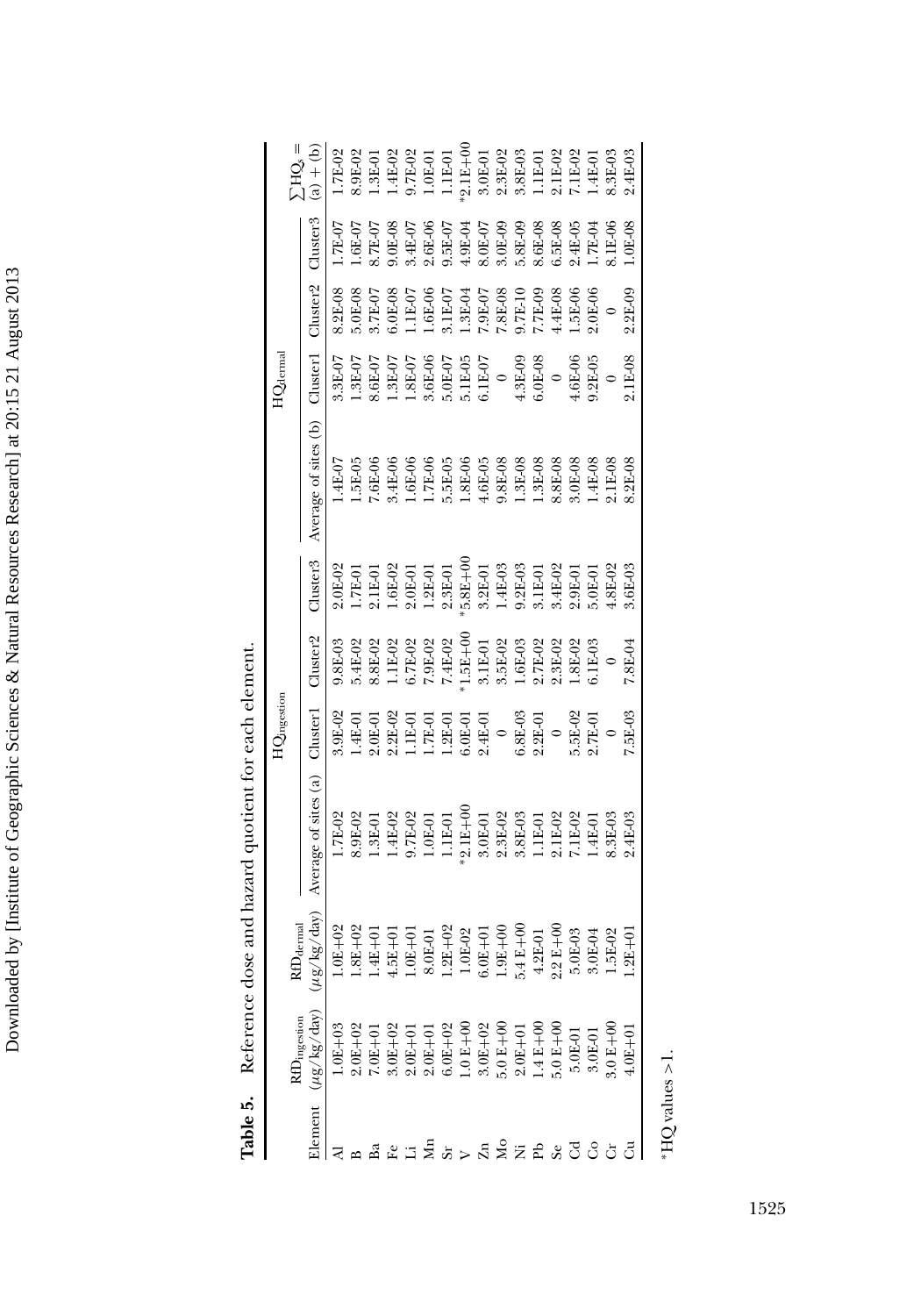**Table 5.** Reference dose and hazard quotient for each element.

| Element | $RfD_{ingestion}$ ($\mu g/kg/day$) | $RfD_{dermal}$ ($\mu g/kg/day$) | $HQ_{ingestion}$ | | | | $HQ_{dermal}$ | | | | $\sum HQ_s$ = (a) + (b) |
|---|---|---|---|---|---|---|---|---|---|---|---|
| | | | Average of sites (a) | Cluster1 | Cluster2 | Cluster3 | Average of sites (b) | Cluster1 | Cluster2 | Cluster3 | |
| Al | 1.0E+03 | 1.0E+02 | 1.7E-02 | 3.9E-02 | 9.8E-03 | 2.0E-02 | 1.4E-07 | 3.3E-07 | 8.2E-08 | 1.7E-07 | 1.7E-02 |
| B | 2.0E+02 | 1.8E+02 | 8.9E-02 | 1.4E-01 | 5.4E-02 | 1.7E-01 | 1.5E-05 | 1.3E-07 | 5.0E-08 | 1.6E-07 | 8.9E-02 |
| Ba | 7.0E+01 | 1.4E+01 | 1.3E-01 | 2.0E-01 | 8.8E-02 | 2.1E-01 | 7.6E-06 | 8.6E-07 | 3.7E-07 | 8.7E-07 | 1.3E-01 |
| Fe | 3.0E+02 | 4.5E+01 | 1.4E-02 | 2.2E-02 | 1.1E-02 | 1.6E-02 | 3.4E-06 | 1.3E-07 | 6.0E-08 | 9.0E-08 | 1.4E-02 |
| Li | 2.0E+01 | 1.0E+01 | 9.7E-02 | 1.1E-01 | 6.7E-02 | 2.0E-01 | 1.6E-06 | 1.8E-07 | 1.1E-07 | 3.4E-07 | 9.7E-02 |
| Mn | 2.0E+01 | 8.0E-01 | 1.0E-01 | 1.7E-01 | 7.9E-02 | 1.2E-01 | 1.7E-06 | 3.6E-06 | 1.6E-06 | 2.6E-06 | 1.0E-01 |
| Sr | 6.0E+02 | 1.2E+02 | 1.1E-01 | 1.2E-01 | 7.4E-02 | 2.3E-01 | 5.5E-05 | 5.0E-07 | 3.1E-07 | 9.5E-07 | 1.1E-01 |
| V | 1.0 E+00 | 1.0E-02 | *2.1E+00 | 6.0E-01 | *1.5E+00 | *5.8E+00 | 1.8E-06 | 5.1E-05 | 1.3E-04 | 4.9E-04 | *2.1E+00 |
| Zn | 3.0E+02 | 6.0E+01 | 3.0E-01 | 2.4E-01 | 3.1E-01 | 3.2E-01 | 4.6E-05 | 6.1E-07 | 7.9E-07 | 8.0E-07 | 3.0E-01 |
| Mo | 5.0 E+00 | 1.9E+00 | 2.3E-02 | 0 | 3.5E-02 | 1.4E-03 | 9.8E-08 | 0 | 7.8E-08 | 3.0E-09 | 2.3E-02 |
| Ni | 2.0E+01 | 5.4 E+00 | 3.8E-03 | 6.8E-03 | 1.6E-03 | 9.2E-03 | 1.3E-08 | 4.3E-09 | 9.7E-10 | 5.8E-09 | 3.8E-03 |
| Pb | 1.4 E+00 | 4.2E-01 | 1.1E-01 | 2.2E-01 | 2.7E-02 | 3.1E-01 | 1.3E-08 | 6.0E-08 | 7.7E-09 | 8.6E-08 | 1.1E-01 |
| Se | 5.0 E+00 | 2.2 E+00 | 2.1E-02 | 0 | 2.3E-02 | 3.4E-02 | 8.8E-08 | 0 | 4.4E-08 | 6.5E-08 | 2.1E-02 |
| Cd | 5.0E-01 | 5.0E-03 | 7.1E-02 | 5.5E-02 | 1.8E-02 | 2.9E-01 | 3.0E-08 | 4.6E-06 | 1.5E-06 | 2.4E-05 | 7.1E-02 |
| Co | 3.0E-01 | 3.0E-04 | 1.4E-01 | 2.7E-01 | 6.1E-03 | 5.0E-01 | 1.4E-08 | 9.2E-05 | 2.0E-06 | 1.7E-04 | 1.4E-01 |
| Cr | 3.0 E+00 | 1.5E-02 | 8.3E-03 | 0 | 0 | 4.8E-02 | 2.1E-08 | 0 | 0 | 8.1E-06 | 8.3E-03 |
| Cu | 4.0E+01 | 1.2E+01 | 2.4E-03 | 7.5E-03 | 7.8E-04 | 3.6E-03 | 8.2E-08 | 2.1E-08 | 2.2E-09 | 1.0E-08 | 2.4E-03 |

*HQ values >1.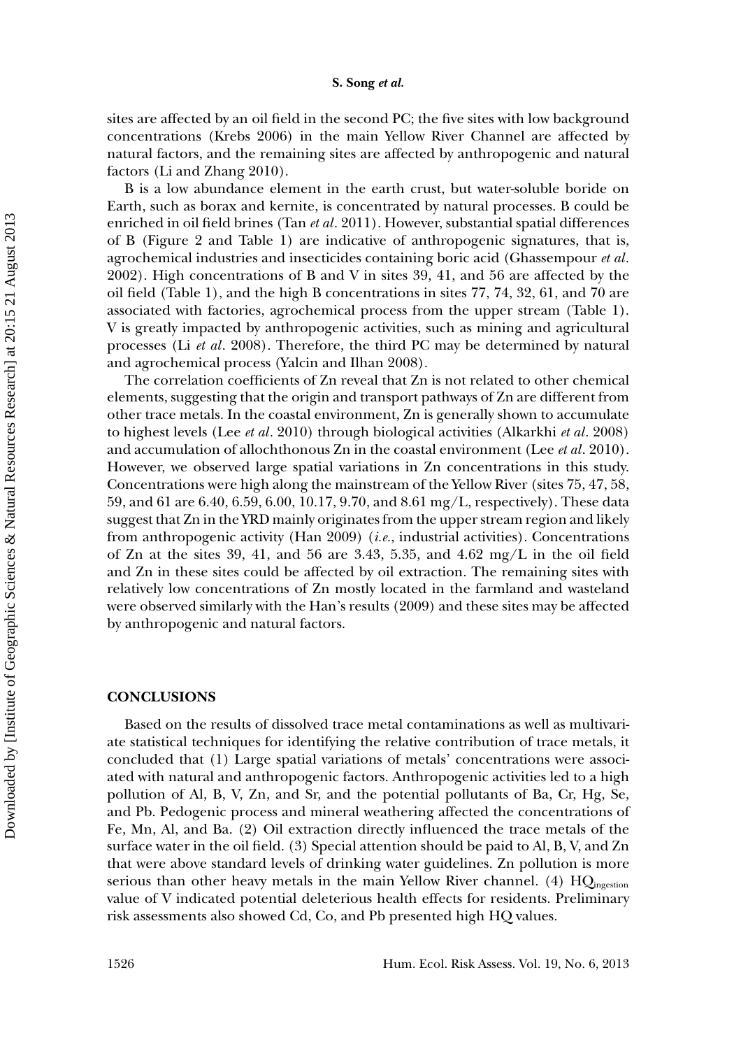sites are affected by an oil field in the second PC; the five sites with low background concentrations (Krebs 2006) in the main Yellow River Channel are affected by natural factors, and the remaining sites are affected by anthropogenic and natural factors (Li and Zhang 2010).

B is a low abundance element in the earth crust, but water-soluble boride on Earth, such as borax and kernite, is concentrated by natural processes. B could be enriched in oil field brines (Tan *et al*. 2011). However, substantial spatial differences of B (Figure 2 and Table 1) are indicative of anthropogenic signatures, that is, agrochemical industries and insecticides containing boric acid (Ghassempour *et al*. 2002). High concentrations of B and V in sites 39, 41, and 56 are affected by the oil field (Table 1), and the high B concentrations in sites 77, 74, 32, 61, and 70 are associated with factories, agrochemical process from the upper stream (Table 1). V is greatly impacted by anthropogenic activities, such as mining and agricultural processes (Li *et al*. 2008). Therefore, the third PC may be determined by natural and agrochemical process (Yalcin and Ilhan 2008).

The correlation coefficients of Zn reveal that Zn is not related to other chemical elements, suggesting that the origin and transport pathways of Zn are different from other trace metals. In the coastal environment, Zn is generally shown to accumulate to highest levels (Lee *et al*. 2010) through biological activities (Alkarkhi *et al*. 2008) and accumulation of allochthonous Zn in the coastal environment (Lee *et al*. 2010). However, we observed large spatial variations in Zn concentrations in this study. Concentrations were high along the mainstream of the Yellow River (sites 75, 47, 58, 59, and 61 are 6.40, 6.59, 6.00, 10.17, 9.70, and 8.61 mg/L, respectively). These data suggest that Zn in the YRD mainly originates from the upper stream region and likely from anthropogenic activity (Han 2009) (*i.e.*, industrial activities). Concentrations of Zn at the sites 39, 41, and 56 are 3.43, 5.35, and 4.62 mg/L in the oil field and Zn in these sites could be affected by oil extraction. The remaining sites with relatively low concentrations of Zn mostly located in the farmland and wasteland were observed similarly with the Han's results (2009) and these sites may be affected by anthropogenic and natural factors.

## CONCLUSIONS

Based on the results of dissolved trace metal contaminations as well as multivariate statistical techniques for identifying the relative contribution of trace metals, it concluded that (1) Large spatial variations of metals' concentrations were associated with natural and anthropogenic factors. Anthropogenic activities led to a high pollution of Al, B, V, Zn, and Sr, and the potential pollutants of Ba, Cr, Hg, Se, and Pb. Pedogenic process and mineral weathering affected the concentrations of Fe, Mn, Al, and Ba. (2) Oil extraction directly influenced the trace metals of the surface water in the oil field. (3) Special attention should be paid to Al, B, V, and Zn that were above standard levels of drinking water guidelines. Zn pollution is more serious than other heavy metals in the main Yellow River channel. (4) $HQ_{ingestion}$ value of V indicated potential deleterious health effects for residents. Preliminary risk assessments also showed Cd, Co, and Pb presented high HQ values.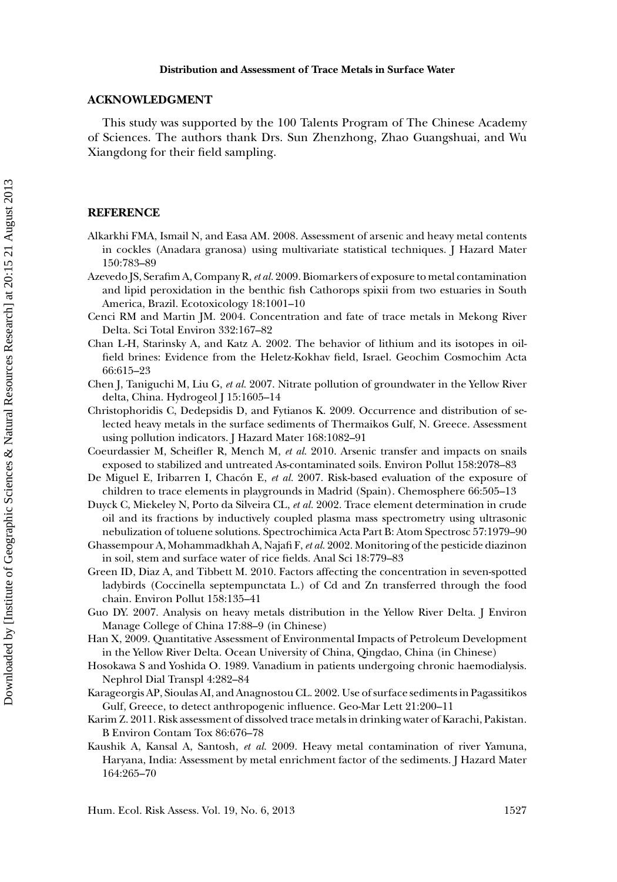## ACKNOWLEDGMENT

This study was supported by the 100 Talents Program of The Chinese Academy of Sciences. The authors thank Drs. Sun Zhenzhong, Zhao Guangshuai, and Wu Xiangdong for their field sampling.

## REFERENCE

Alkarkhi FMA, Ismail N, and Easa AM. 2008. Assessment of arsenic and heavy metal contents in cockles (Anadara granosa) using multivariate statistical techniques. J Hazard Mater 150:783–89

Azevedo JS, Serafim A, Company R, *et al.* 2009. Biomarkers of exposure to metal contamination and lipid peroxidation in the benthic fish Cathorops spixii from two estuaries in South America, Brazil. Ecotoxicology 18:1001–10

Cenci RM and Martin JM. 2004. Concentration and fate of trace metals in Mekong River Delta. Sci Total Environ 332:167–82

Chan L-H, Starinsky A, and Katz A. 2002. The behavior of lithium and its isotopes in oil-field brines: Evidence from the Heletz-Kokhav field, Israel. Geochim Cosmochim Acta 66:615–23

Chen J, Taniguchi M, Liu G, *et al.* 2007. Nitrate pollution of groundwater in the Yellow River delta, China. Hydrogeol J 15:1605–14

Christophoridis C, Dedepsidis D, and Fytianos K. 2009. Occurrence and distribution of selected heavy metals in the surface sediments of Thermaikos Gulf, N. Greece. Assessment using pollution indicators. J Hazard Mater 168:1082–91

Coeurdassier M, Scheifler R, Mench M, *et al.* 2010. Arsenic transfer and impacts on snails exposed to stabilized and untreated As-contaminated soils. Environ Pollut 158:2078–83

De Miguel E, Iribarren I, Chacón E, *et al.* 2007. Risk-based evaluation of the exposure of children to trace elements in playgrounds in Madrid (Spain). Chemosphere 66:505–13

Duyck C, Miekeley N, Porto da Silveira CL, *et al.* 2002. Trace element determination in crude oil and its fractions by inductively coupled plasma mass spectrometry using ultrasonic nebulization of toluene solutions. Spectrochimica Acta Part B: Atom Spectrosc 57:1979–90

Ghassempour A, Mohammadkhah A, Najafi F, *et al.* 2002. Monitoring of the pesticide diazinon in soil, stem and surface water of rice fields. Anal Sci 18:779–83

Green ID, Diaz A, and Tibbett M. 2010. Factors affecting the concentration in seven-spotted ladybirds (Coccinella septempunctata L.) of Cd and Zn transferred through the food chain. Environ Pollut 158:135–41

Guo DY. 2007. Analysis on heavy metals distribution in the Yellow River Delta. J Environ Manage College of China 17:88–9 (in Chinese)

Han X, 2009. Quantitative Assessment of Environmental Impacts of Petroleum Development in the Yellow River Delta. Ocean University of China, Qingdao, China (in Chinese)

Hosokawa S and Yoshida O. 1989. Vanadium in patients undergoing chronic haemodialysis. Nephrol Dial Transpl 4:282–84

Karageorgis AP, Sioulas AI, and Anagnostou CL. 2002. Use of surface sediments in Pagassitikos Gulf, Greece, to detect anthropogenic influence. Geo-Mar Lett 21:200–11

Karim Z. 2011. Risk assessment of dissolved trace metals in drinking water of Karachi, Pakistan. B Environ Contam Tox 86:676–78

Kaushik A, Kansal A, Santosh, *et al.* 2009. Heavy metal contamination of river Yamuna, Haryana, India: Assessment by metal enrichment factor of the sediments. J Hazard Mater 164:265–70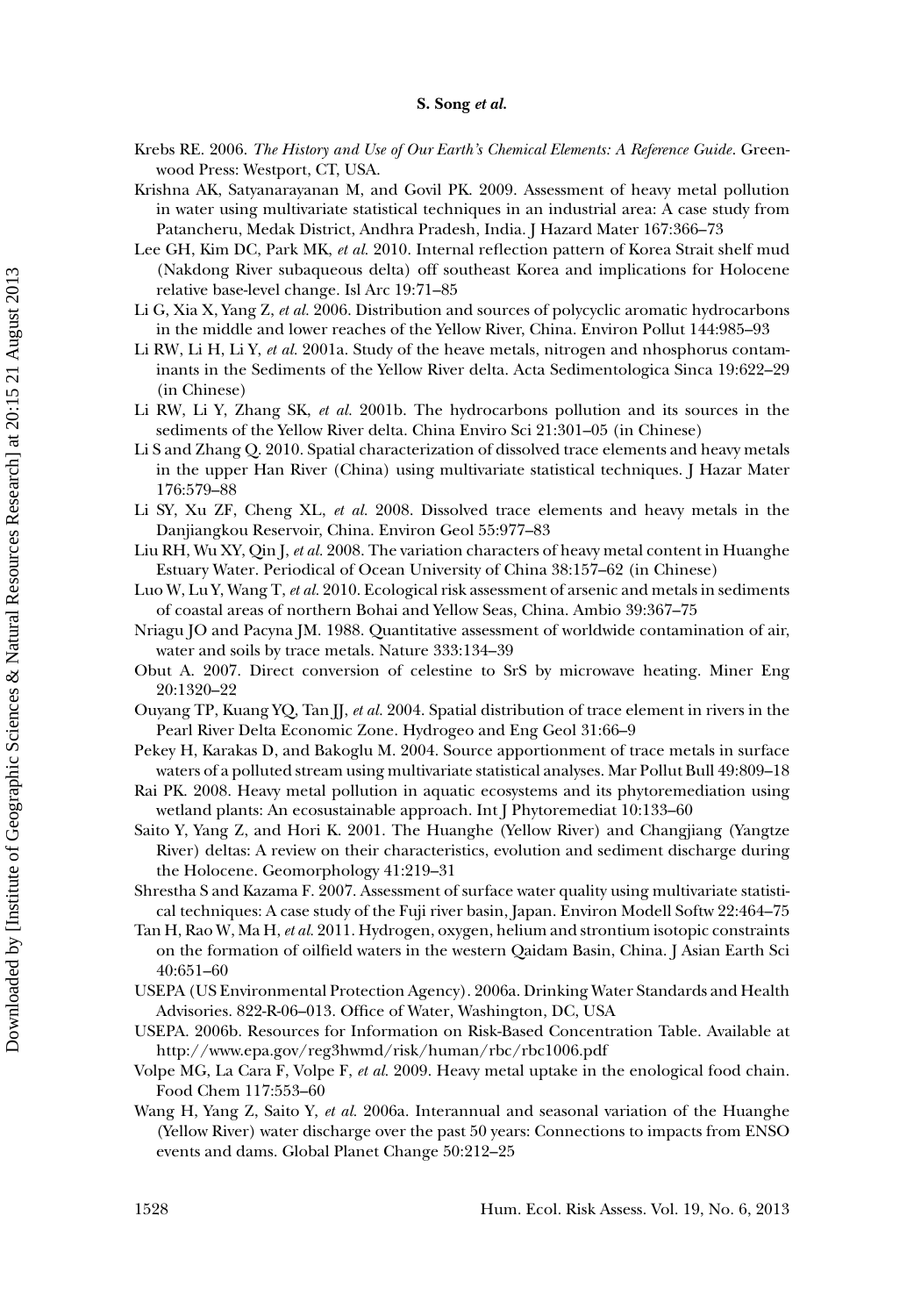Krebs RE. 2006. *The History and Use of Our Earth's Chemical Elements: A Reference Guide*. Greenwood Press: Westport, CT, USA.

Krishna AK, Satyanarayanan M, and Govil PK. 2009. Assessment of heavy metal pollution in water using multivariate statistical techniques in an industrial area: A case study from Patancheru, Medak District, Andhra Pradesh, India. J Hazard Mater 167:366–73

Lee GH, Kim DC, Park MK, *et al.* 2010. Internal reflection pattern of Korea Strait shelf mud (Nakdong River subaqueous delta) off southeast Korea and implications for Holocene relative base-level change. Isl Arc 19:71–85

Li G, Xia X, Yang Z, *et al.* 2006. Distribution and sources of polycyclic aromatic hydrocarbons in the middle and lower reaches of the Yellow River, China. Environ Pollut 144:985–93

Li RW, Li H, Li Y, *et al.* 2001a. Study of the heave metals, nitrogen and nhosphorus contaminants in the Sediments of the Yellow River delta. Acta Sedimentologica Sinca 19:622–29 (in Chinese)

Li RW, Li Y, Zhang SK, *et al.* 2001b. The hydrocarbons pollution and its sources in the sediments of the Yellow River delta. China Enviro Sci 21:301–05 (in Chinese)

Li S and Zhang Q. 2010. Spatial characterization of dissolved trace elements and heavy metals in the upper Han River (China) using multivariate statistical techniques. J Hazar Mater 176:579–88

Li SY, Xu ZF, Cheng XL, *et al.* 2008. Dissolved trace elements and heavy metals in the Danjiangkou Reservoir, China. Environ Geol 55:977–83

Liu RH, Wu XY, Qin J, *et al.* 2008. The variation characters of heavy metal content in Huanghe Estuary Water. Periodical of Ocean University of China 38:157–62 (in Chinese)

Luo W, Lu Y, Wang T, *et al.* 2010. Ecological risk assessment of arsenic and metals in sediments of coastal areas of northern Bohai and Yellow Seas, China. Ambio 39:367–75

Nriagu JO and Pacyna JM. 1988. Quantitative assessment of worldwide contamination of air, water and soils by trace metals. Nature 333:134–39

Obut A. 2007. Direct conversion of celestine to SrS by microwave heating. Miner Eng 20:1320–22

Ouyang TP, Kuang YQ, Tan JJ, *et al.* 2004. Spatial distribution of trace element in rivers in the Pearl River Delta Economic Zone. Hydrogeo and Eng Geol 31:66–9

Pekey H, Karakas D, and Bakoglu M. 2004. Source apportionment of trace metals in surface waters of a polluted stream using multivariate statistical analyses. Mar Pollut Bull 49:809–18

Rai PK. 2008. Heavy metal pollution in aquatic ecosystems and its phytoremediation using wetland plants: An ecosustainable approach. Int J Phytoremediat 10:133–60

Saito Y, Yang Z, and Hori K. 2001. The Huanghe (Yellow River) and Changjiang (Yangtze River) deltas: A review on their characteristics, evolution and sediment discharge during the Holocene. Geomorphology 41:219–31

Shrestha S and Kazama F. 2007. Assessment of surface water quality using multivariate statistical techniques: A case study of the Fuji river basin, Japan. Environ Modell Softw 22:464–75

Tan H, Rao W, Ma H, *et al.* 2011. Hydrogen, oxygen, helium and strontium isotopic constraints on the formation of oilfield waters in the western Qaidam Basin, China. J Asian Earth Sci 40:651–60

USEPA (US Environmental Protection Agency). 2006a. Drinking Water Standards and Health Advisories. 822-R-06–013. Office of Water, Washington, DC, USA

USEPA. 2006b. Resources for Information on Risk-Based Concentration Table. Available at http://www.epa.gov/reg3hwmd/risk/human/rbc/rbc1006.pdf

Volpe MG, La Cara F, Volpe F, *et al.* 2009. Heavy metal uptake in the enological food chain. Food Chem 117:553–60

Wang H, Yang Z, Saito Y, *et al.* 2006a. Interannual and seasonal variation of the Huanghe (Yellow River) water discharge over the past 50 years: Connections to impacts from ENSO events and dams. Global Planet Change 50:212–25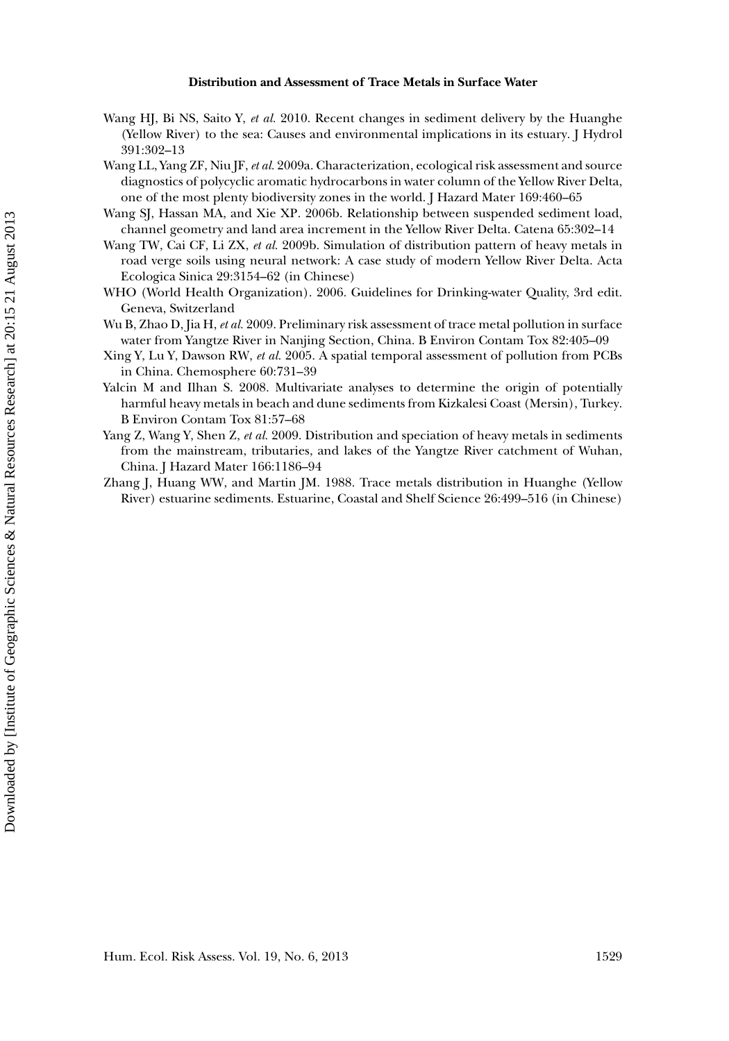Wang HJ, Bi NS, Saito Y, *et al.* 2010. Recent changes in sediment delivery by the Huanghe (Yellow River) to the sea: Causes and environmental implications in its estuary. J Hydrol 391:302–13

Wang LL, Yang ZF, Niu JF, *et al.* 2009a. Characterization, ecological risk assessment and source diagnostics of polycyclic aromatic hydrocarbons in water column of the Yellow River Delta, one of the most plenty biodiversity zones in the world. J Hazard Mater 169:460–65

Wang SJ, Hassan MA, and Xie XP. 2006b. Relationship between suspended sediment load, channel geometry and land area increment in the Yellow River Delta. Catena 65:302–14

Wang TW, Cai CF, Li ZX, *et al.* 2009b. Simulation of distribution pattern of heavy metals in road verge soils using neural network: A case study of modern Yellow River Delta. Acta Ecologica Sinica 29:3154–62 (in Chinese)

WHO (World Health Organization). 2006. Guidelines for Drinking-water Quality, 3rd edit. Geneva, Switzerland

Wu B, Zhao D, Jia H, *et al.* 2009. Preliminary risk assessment of trace metal pollution in surface water from Yangtze River in Nanjing Section, China. B Environ Contam Tox 82:405–09

Xing Y, Lu Y, Dawson RW, *et al.* 2005. A spatial temporal assessment of pollution from PCBs in China. Chemosphere 60:731–39

Yalcin M and Ilhan S. 2008. Multivariate analyses to determine the origin of potentially harmful heavy metals in beach and dune sediments from Kizkalesi Coast (Mersin), Turkey. B Environ Contam Tox 81:57–68

Yang Z, Wang Y, Shen Z, *et al.* 2009. Distribution and speciation of heavy metals in sediments from the mainstream, tributaries, and lakes of the Yangtze River catchment of Wuhan, China. J Hazard Mater 166:1186–94

Zhang J, Huang WW, and Martin JM. 1988. Trace metals distribution in Huanghe (Yellow River) estuarine sediments. Estuarine, Coastal and Shelf Science 26:499–516 (in Chinese)